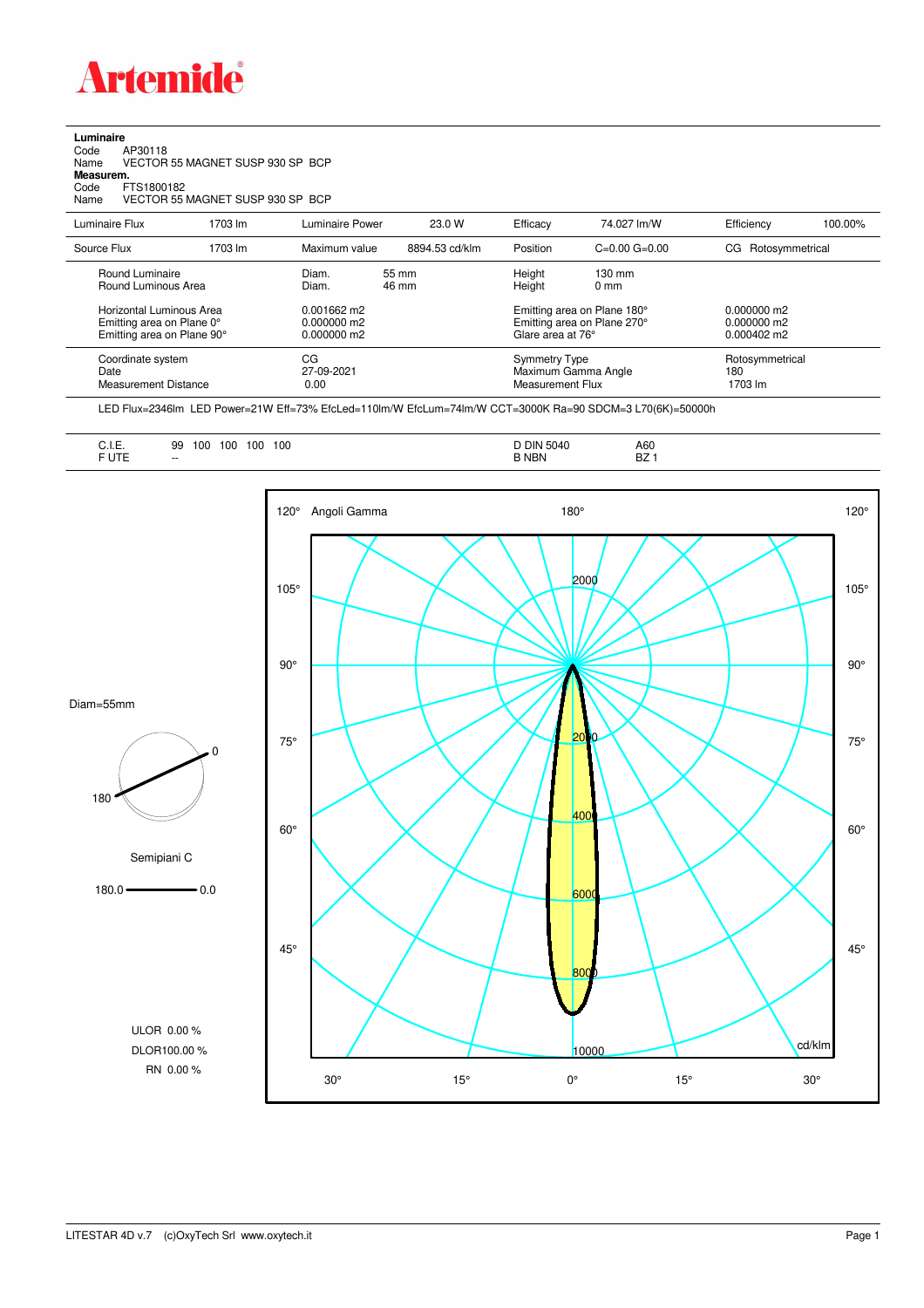# Artemide

**Luminaire**

Code AP30118
Name VECTOR 55 MAGNET SUSP 930 SP BCP

**Measurem.**

Code FTS1800182
Name VECTOR 55 MAGNET SUSP 930 SP BCP

| Luminaire Flux | 1703 lm | Luminaire Power | 23.0 W | Efficacy | 74.027 lm/W | Efficiency | 100.00% |
|---|---|---|---|---|---|---|---|
| Source Flux | 1703 lm | Maximum value | 8894.53 cd/klm | Position | C=0.00 G=0.00 | CG Rotosymmetrical | |

| | | | | |
|---|---|---|---|---|
| Round Luminaire | Diam. 55 mm | Height | 130 mm | |
| Round Luminous Area | Diam. 46 mm | Height | 0 mm | |
| Horizontal Luminous Area | 0.001662 m2 | Emitting area on Plane 180° | | 0.000000 m2 |
| Emitting area on Plane 0° | 0.000000 m2 | Emitting area on Plane 270° | | 0.000000 m2 |
| Emitting area on Plane 90° | 0.000000 m2 | Glare area at 76° | | 0.000402 m2 |

| | | | |
|---|---|---|---|
| Coordinate system | CG | Symmetry Type | Rotosymmetrical |
| Date | 27-09-2021 | Maximum Gamma Angle | 180 |
| Measurement Distance | 0.00 | Measurement Flux | 1703 lm |

LED Flux=2346lm LED Power=21W Eff=73% EfcLed=110lm/W EfcLum=74lm/W CCT=3000K Ra=90 SDCM=3 L70(6K)=50000h

| | | | |
|---|---|---|---|
| C.I.E. | 99 100 100 100 100 | D DIN 5040 | A60 |
| F UTE | -- | B NBN | BZ 1 |

Diam=55mm

Semipiani C

180.0 — 0.0

ULOR 0.00 %
DLOR100.00 %
RN 0.00 %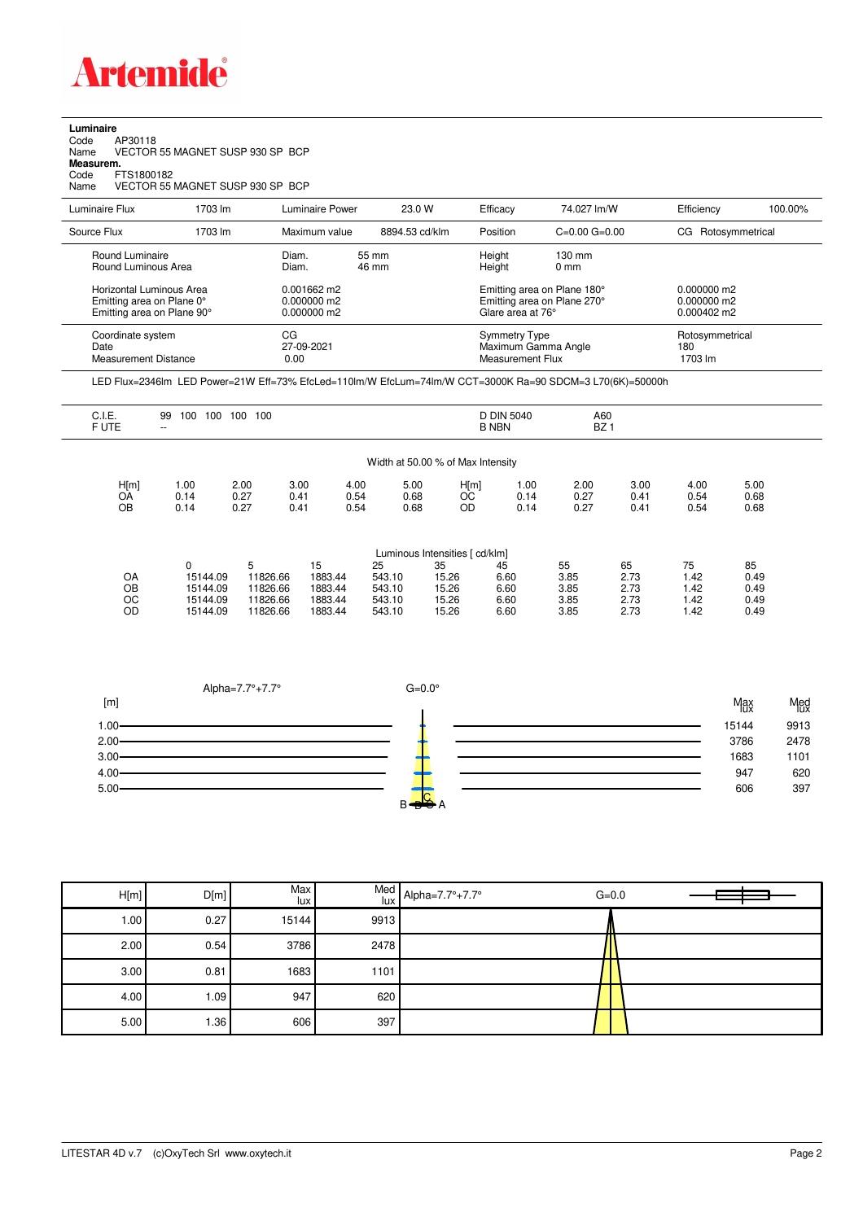Artemide

**Luminaire**
Code AP30118
Name VECTOR 55 MAGNET SUSP 930 SP BCP
**Measurem.**
Code FTS1800182
Name VECTOR 55 MAGNET SUSP 930 SP BCP

| | | | | | | | |
|---|---|---|---|---|---|---|---|
| Luminaire Flux | 1703 lm | Luminaire Power | 23.0 W | Efficacy | 74.027 lm/W | Efficiency | 100.00% |
| Source Flux | 1703 lm | Maximum value | 8894.53 cd/klm | Position | C=0.00 G=0.00 | CG Rotosymmetrical | |

| | | | | | |
|---|---|---|---|---|---|
| Round Luminaire | Diam. | 55 mm | Height | 130 mm | |
| Round Luminous Area | Diam. | 46 mm | Height | 0 mm | |
| Horizontal Luminous Area | 0.001662 m2 | | Emitting area on Plane 180° | | 0.000000 m2 |
| Emitting area on Plane 0° | 0.000000 m2 | | Emitting area on Plane 270° | | 0.000000 m2 |
| Emitting area on Plane 90° | 0.000000 m2 | | Glare area at 76° | | 0.000402 m2 |
| Coordinate system | CG | | Symmetry Type | | Rotosymmetrical |
| Date | 27-09-2021 | | Maximum Gamma Angle | | 180 |
| Measurement Distance | 0.00 | | Measurement Flux | | 1703 lm |

LED Flux=2346lm LED Power=21W Eff=73% EfcLed=110lm/W EfcLum=74lm/W CCT=3000K Ra=90 SDCM=3 L70(6K)=50000h

| | | | |
|---|---|---|---|
| C.I.E. | 99 100 100 100 100 | D DIN 5040 | A60 |
| F UTE | -- | B NBN | BZ 1 |

Width at 50.00 % of Max Intensity

| H[m] | 1.00 | 2.00 | 3.00 | 4.00 | 5.00 | H[m] | 1.00 | 2.00 | 3.00 | 4.00 | 5.00 |
|---|---|---|---|---|---|---|---|---|---|---|---|
| OA | 0.14 | 0.27 | 0.41 | 0.54 | 0.68 | OC | 0.14 | 0.27 | 0.41 | 0.54 | 0.68 |
| OB | 0.14 | 0.27 | 0.41 | 0.54 | 0.68 | OD | 0.14 | 0.27 | 0.41 | 0.54 | 0.68 |

Luminous Intensities [ cd/klm]

| | 0 | 5 | 15 | 25 | 35 | 45 | 55 | 65 | 75 | 85 |
|---|---|---|---|---|---|---|---|---|---|---|
| OA | 15144.09 | 11826.66 | 1883.44 | 543.10 | 15.26 | 6.60 | 3.85 | 2.73 | 1.42 | 0.49 |
| OB | 15144.09 | 11826.66 | 1883.44 | 543.10 | 15.26 | 6.60 | 3.85 | 2.73 | 1.42 | 0.49 |
| OC | 15144.09 | 11826.66 | 1883.44 | 543.10 | 15.26 | 6.60 | 3.85 | 2.73 | 1.42 | 0.49 |
| OD | 15144.09 | 11826.66 | 1883.44 | 543.10 | 15.26 | 6.60 | 3.85 | 2.73 | 1.42 | 0.49 |

Alpha=7.7°+7.7°
G=0.0°
[m]
1.00
2.00
3.00
4.00
5.00
B D C A
Max lux
15144
3786
1683
947
606
Med lux
9913
2478
1101
620
397

| H[m] | D[m] | Max lux | Med lux | Alpha=7.7°+7.7° G=0.0 |
|---|---|---|---|---|
| 1.00 | 0.27 | 15144 | 9913 | |
| 2.00 | 0.54 | 3786 | 2478 | |
| 3.00 | 0.81 | 1683 | 1101 | |
| 4.00 | 1.09 | 947 | 620 | |
| 5.00 | 1.36 | 606 | 397 | |

LITESTAR 4D v.7 (c)OxyTech Srl www.oxytech.it